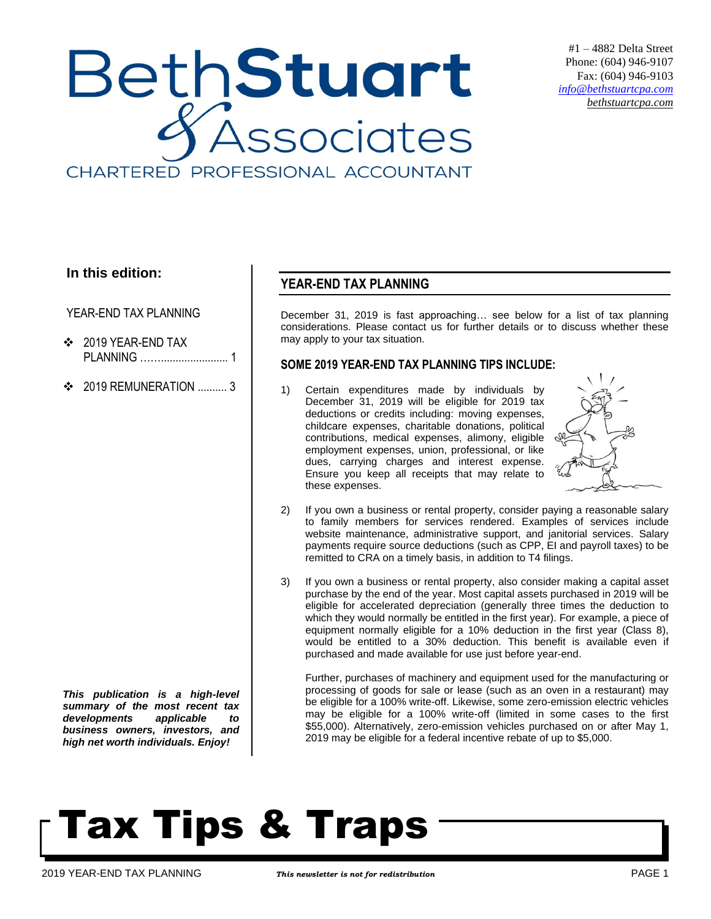# BethStuart & Associates

CHARTERED PROFESSIONAL ACCOUNTANT

#1 – 4882 Delta Street
Phone: (604) 946-9107
Fax: (604) 946-9103
info@bethstuartcpa.com
bethstuartcpa.com

**In this edition:**

YEAR-END TAX PLANNING

- 2019 YEAR-END TAX PLANNING .......................... 1
- 2019 REMUNERATION .......... 3

***This publication is a high-level summary of the most recent tax developments applicable to business owners, investors, and high net worth individuals. Enjoy!***

## YEAR-END TAX PLANNING

December 31, 2019 is fast approaching… see below for a list of tax planning considerations. Please contact us for further details or to discuss whether these may apply to your tax situation.

### SOME 2019 YEAR-END TAX PLANNING TIPS INCLUDE:

1) Certain expenditures made by individuals by December 31, 2019 will be eligible for 2019 tax deductions or credits including: moving expenses, childcare expenses, charitable donations, political contributions, medical expenses, alimony, eligible employment expenses, union, professional, or like dues, carrying charges and interest expense. Ensure you keep all receipts that may relate to these expenses.

2) If you own a business or rental property, consider paying a reasonable salary to family members for services rendered. Examples of services include website maintenance, administrative support, and janitorial services. Salary payments require source deductions (such as CPP, EI and payroll taxes) to be remitted to CRA on a timely basis, in addition to T4 filings.

3) If you own a business or rental property, also consider making a capital asset purchase by the end of the year. Most capital assets purchased in 2019 will be eligible for accelerated depreciation (generally three times the deduction to which they would normally be entitled in the first year). For example, a piece of equipment normally eligible for a 10% deduction in the first year (Class 8), would be entitled to a 30% deduction. This benefit is available even if purchased and made available for use just before year-end.

   Further, purchases of machinery and equipment used for the manufacturing or processing of goods for sale or lease (such as an oven in a restaurant) may be eligible for a 100% write-off. Likewise, some zero-emission electric vehicles may be eligible for a 100% write-off (limited in some cases to the first $55,000). Alternatively, zero-emission vehicles purchased on or after May 1, 2019 may be eligible for a federal incentive rebate of up to $5,000.

# Tax Tips & Traps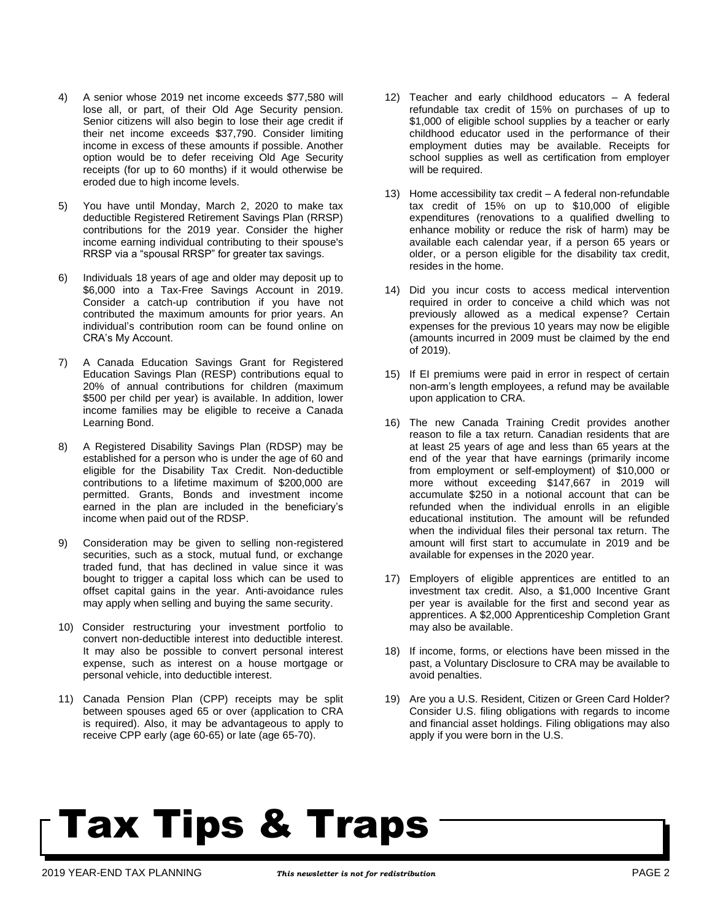4) A senior whose 2019 net income exceeds $77,580 will lose all, or part, of their Old Age Security pension. Senior citizens will also begin to lose their age credit if their net income exceeds $37,790. Consider limiting income in excess of these amounts if possible. Another option would be to defer receiving Old Age Security receipts (for up to 60 months) if it would otherwise be eroded due to high income levels.

5) You have until Monday, March 2, 2020 to make tax deductible Registered Retirement Savings Plan (RRSP) contributions for the 2019 year. Consider the higher income earning individual contributing to their spouse's RRSP via a "spousal RRSP" for greater tax savings.

6) Individuals 18 years of age and older may deposit up to $6,000 into a Tax-Free Savings Account in 2019. Consider a catch-up contribution if you have not contributed the maximum amounts for prior years. An individual's contribution room can be found online on CRA's My Account.

7) A Canada Education Savings Grant for Registered Education Savings Plan (RESP) contributions equal to 20% of annual contributions for children (maximum $500 per child per year) is available. In addition, lower income families may be eligible to receive a Canada Learning Bond.

8) A Registered Disability Savings Plan (RDSP) may be established for a person who is under the age of 60 and eligible for the Disability Tax Credit. Non-deductible contributions to a lifetime maximum of $200,000 are permitted. Grants, Bonds and investment income earned in the plan are included in the beneficiary's income when paid out of the RDSP.

9) Consideration may be given to selling non-registered securities, such as a stock, mutual fund, or exchange traded fund, that has declined in value since it was bought to trigger a capital loss which can be used to offset capital gains in the year. Anti-avoidance rules may apply when selling and buying the same security.

10) Consider restructuring your investment portfolio to convert non-deductible interest into deductible interest. It may also be possible to convert personal interest expense, such as interest on a house mortgage or personal vehicle, into deductible interest.

11) Canada Pension Plan (CPP) receipts may be split between spouses aged 65 or over (application to CRA is required). Also, it may be advantageous to apply to receive CPP early (age 60-65) or late (age 65-70).

12) Teacher and early childhood educators – A federal refundable tax credit of 15% on purchases of up to $1,000 of eligible school supplies by a teacher or early childhood educator used in the performance of their employment duties may be available. Receipts for school supplies as well as certification from employer will be required.

13) Home accessibility tax credit – A federal non-refundable tax credit of 15% on up to $10,000 of eligible expenditures (renovations to a qualified dwelling to enhance mobility or reduce the risk of harm) may be available each calendar year, if a person 65 years or older, or a person eligible for the disability tax credit, resides in the home.

14) Did you incur costs to access medical intervention required in order to conceive a child which was not previously allowed as a medical expense? Certain expenses for the previous 10 years may now be eligible (amounts incurred in 2009 must be claimed by the end of 2019).

15) If EI premiums were paid in error in respect of certain non-arm's length employees, a refund may be available upon application to CRA.

16) The new Canada Training Credit provides another reason to file a tax return. Canadian residents that are at least 25 years of age and less than 65 years at the end of the year that have earnings (primarily income from employment or self-employment) of $10,000 or more without exceeding $147,667 in 2019 will accumulate $250 in a notional account that can be refunded when the individual enrolls in an eligible educational institution. The amount will be refunded when the individual files their personal tax return. The amount will first start to accumulate in 2019 and be available for expenses in the 2020 year.

17) Employers of eligible apprentices are entitled to an investment tax credit. Also, a $1,000 Incentive Grant per year is available for the first and second year as apprentices. A $2,000 Apprenticeship Completion Grant may also be available.

18) If income, forms, or elections have been missed in the past, a Voluntary Disclosure to CRA may be available to avoid penalties.

19) Are you a U.S. Resident, Citizen or Green Card Holder? Consider U.S. filing obligations with regards to income and financial asset holdings. Filing obligations may also apply if you were born in the U.S.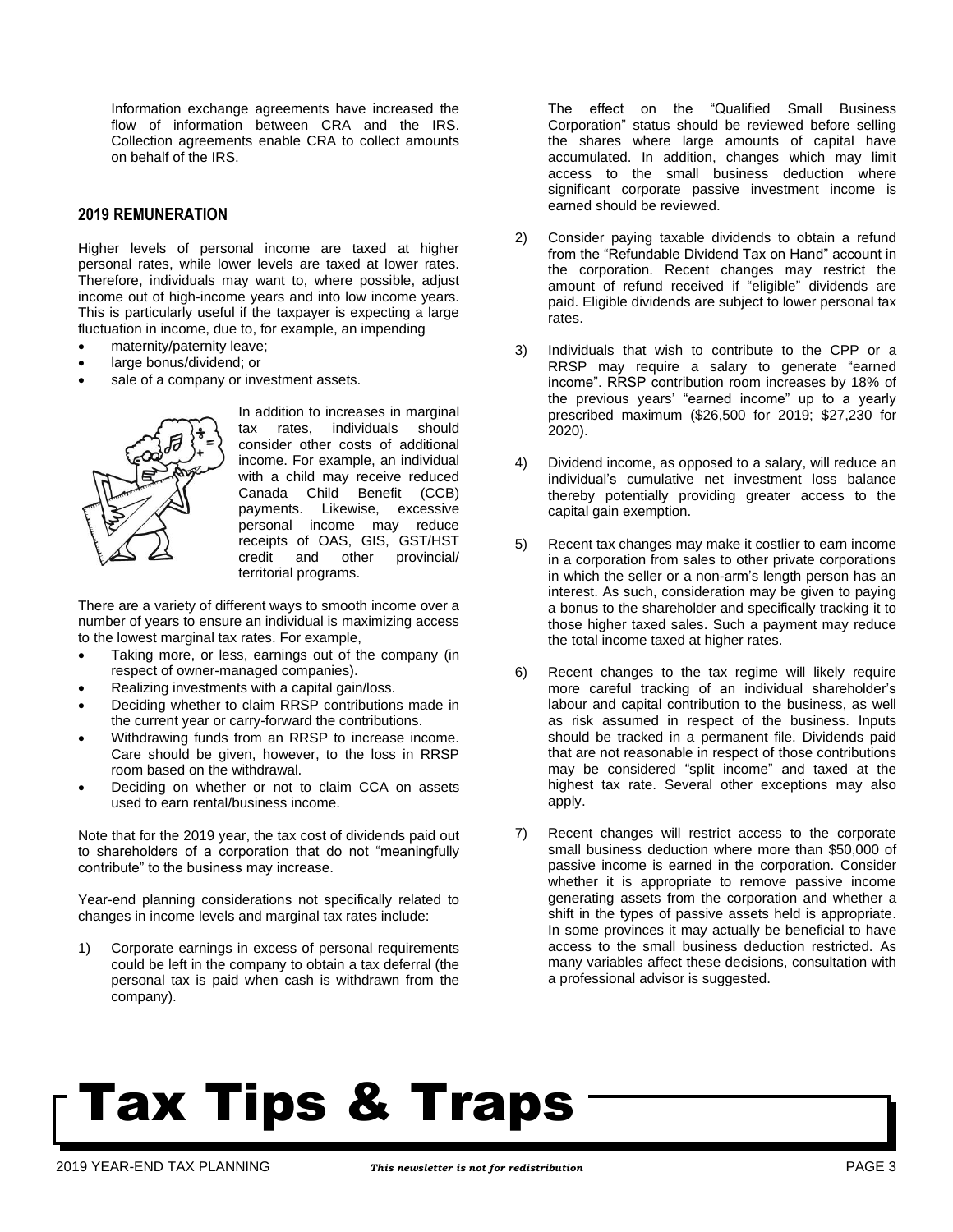Information exchange agreements have increased the flow of information between CRA and the IRS. Collection agreements enable CRA to collect amounts on behalf of the IRS.

## 2019 REMUNERATION

Higher levels of personal income are taxed at higher personal rates, while lower levels are taxed at lower rates. Therefore, individuals may want to, where possible, adjust income out of high-income years and into low income years. This is particularly useful if the taxpayer is expecting a large fluctuation in income, due to, for example, an impending

- maternity/paternity leave;
- large bonus/dividend; or
- sale of a company or investment assets.

In addition to increases in marginal tax rates, individuals should consider other costs of additional income. For example, an individual with a child may receive reduced Canada Child Benefit (CCB) payments. Likewise, excessive personal income may reduce receipts of OAS, GIS, GST/HST credit and other provincial/ territorial programs.

There are a variety of different ways to smooth income over a number of years to ensure an individual is maximizing access to the lowest marginal tax rates. For example,

- Taking more, or less, earnings out of the company (in respect of owner-managed companies).
- Realizing investments with a capital gain/loss.
- Deciding whether to claim RRSP contributions made in the current year or carry-forward the contributions.
- Withdrawing funds from an RRSP to increase income. Care should be given, however, to the loss in RRSP room based on the withdrawal.
- Deciding on whether or not to claim CCA on assets used to earn rental/business income.

Note that for the 2019 year, the tax cost of dividends paid out to shareholders of a corporation that do not "meaningfully contribute" to the business may increase.

Year-end planning considerations not specifically related to changes in income levels and marginal tax rates include:

1) Corporate earnings in excess of personal requirements could be left in the company to obtain a tax deferral (the personal tax is paid when cash is withdrawn from the company).

   The effect on the "Qualified Small Business Corporation" status should be reviewed before selling the shares where large amounts of capital have accumulated. In addition, changes which may limit access to the small business deduction where significant corporate passive investment income is earned should be reviewed.

2) Consider paying taxable dividends to obtain a refund from the "Refundable Dividend Tax on Hand" account in the corporation. Recent changes may restrict the amount of refund received if "eligible" dividends are paid. Eligible dividends are subject to lower personal tax rates.

3) Individuals that wish to contribute to the CPP or a RRSP may require a salary to generate "earned income". RRSP contribution room increases by 18% of the previous years' "earned income" up to a yearly prescribed maximum ($26,500 for 2019; $27,230 for 2020).

4) Dividend income, as opposed to a salary, will reduce an individual's cumulative net investment loss balance thereby potentially providing greater access to the capital gain exemption.

5) Recent tax changes may make it costlier to earn income in a corporation from sales to other private corporations in which the seller or a non-arm's length person has an interest. As such, consideration may be given to paying a bonus to the shareholder and specifically tracking it to those higher taxed sales. Such a payment may reduce the total income taxed at higher rates.

6) Recent changes to the tax regime will likely require more careful tracking of an individual shareholder's labour and capital contribution to the business, as well as risk assumed in respect of the business. Inputs should be tracked in a permanent file. Dividends paid that are not reasonable in respect of those contributions may be considered "split income" and taxed at the highest tax rate. Several other exceptions may also apply.

7) Recent changes will restrict access to the corporate small business deduction where more than $50,000 of passive income is earned in the corporation. Consider whether it is appropriate to remove passive income generating assets from the corporation and whether a shift in the types of passive assets held is appropriate. In some provinces it may actually be beneficial to have access to the small business deduction restricted. As many variables affect these decisions, consultation with a professional advisor is suggested.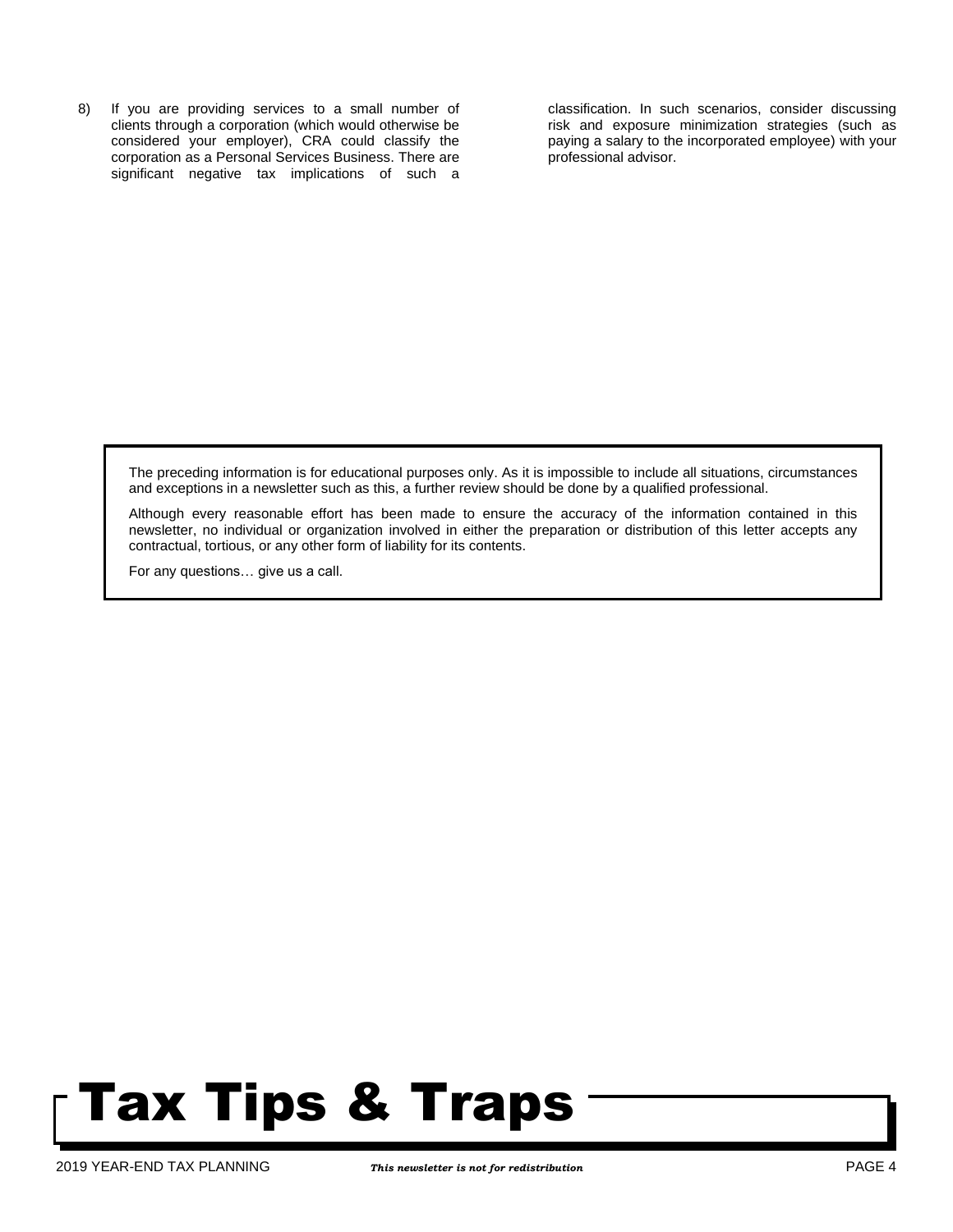8) If you are providing services to a small number of clients through a corporation (which would otherwise be considered your employer), CRA could classify the corporation as a Personal Services Business. There are significant negative tax implications of such a classification. In such scenarios, consider discussing risk and exposure minimization strategies (such as paying a salary to the incorporated employee) with your professional advisor.

> The preceding information is for educational purposes only. As it is impossible to include all situations, circumstances and exceptions in a newsletter such as this, a further review should be done by a qualified professional.
>
> Although every reasonable effort has been made to ensure the accuracy of the information contained in this newsletter, no individual or organization involved in either the preparation or distribution of this letter accepts any contractual, tortious, or any other form of liability for its contents.
>
> For any questions… give us a call.